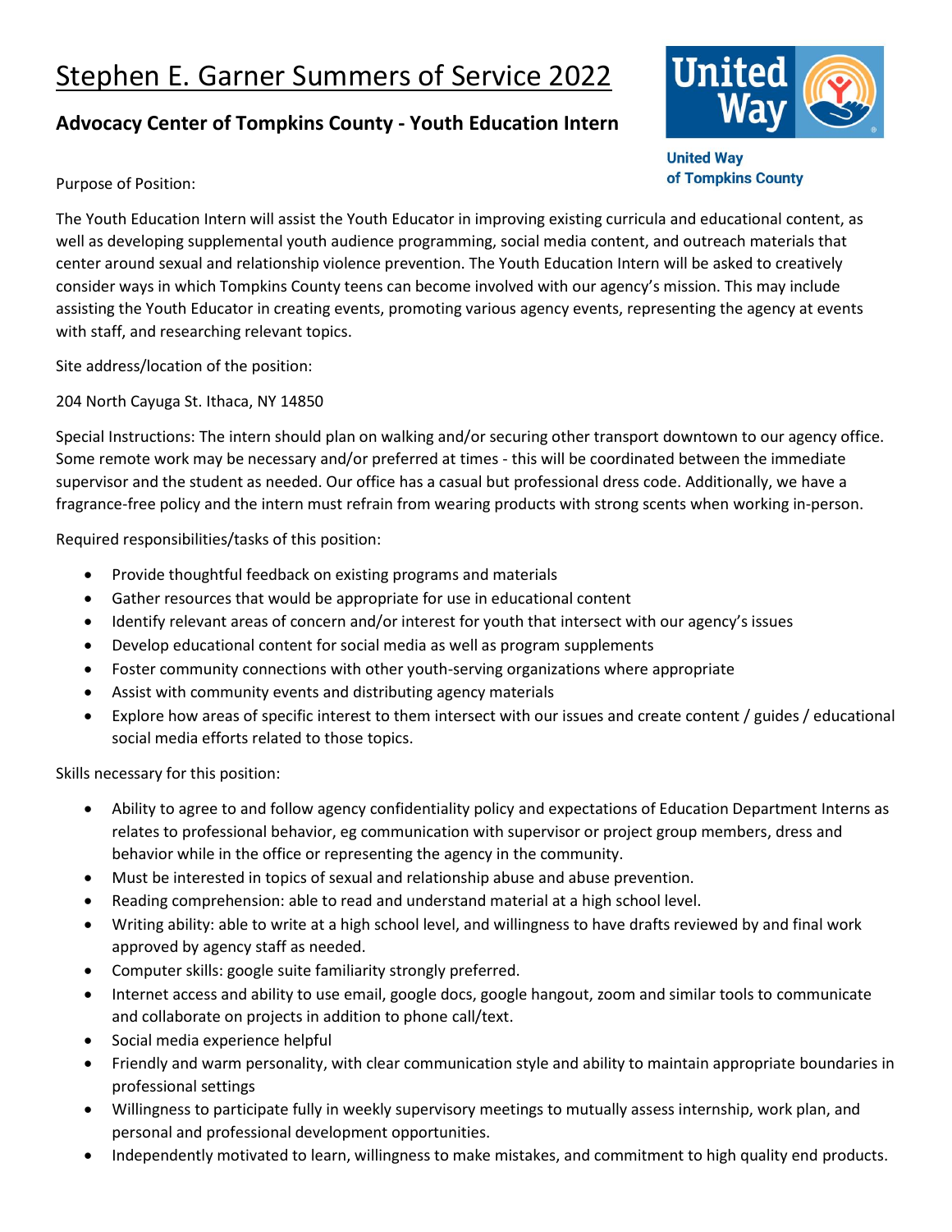# Stephen E. Garner Summers of Service 2022

## Advocacy Center of Tompkins County - Youth Education Intern

United Way of Tompkins County

Purpose of Position:

The Youth Education Intern will assist the Youth Educator in improving existing curricula and educational content, as well as developing supplemental youth audience programming, social media content, and outreach materials that center around sexual and relationship violence prevention. The Youth Education Intern will be asked to creatively consider ways in which Tompkins County teens can become involved with our agency's mission. This may include assisting the Youth Educator in creating events, promoting various agency events, representing the agency at events with staff, and researching relevant topics.

Site address/location of the position:

204 North Cayuga St. Ithaca, NY 14850

Special Instructions: The intern should plan on walking and/or securing other transport downtown to our agency office. Some remote work may be necessary and/or preferred at times - this will be coordinated between the immediate supervisor and the student as needed. Our office has a casual but professional dress code. Additionally, we have a fragrance-free policy and the intern must refrain from wearing products with strong scents when working in-person.

Required responsibilities/tasks of this position:

- Provide thoughtful feedback on existing programs and materials
- Gather resources that would be appropriate for use in educational content
- Identify relevant areas of concern and/or interest for youth that intersect with our agency's issues
- Develop educational content for social media as well as program supplements
- Foster community connections with other youth-serving organizations where appropriate
- Assist with community events and distributing agency materials
- Explore how areas of specific interest to them intersect with our issues and create content / guides / educational social media efforts related to those topics.

Skills necessary for this position:

- Ability to agree to and follow agency confidentiality policy and expectations of Education Department Interns as relates to professional behavior, eg communication with supervisor or project group members, dress and behavior while in the office or representing the agency in the community.
- Must be interested in topics of sexual and relationship abuse and abuse prevention.
- Reading comprehension: able to read and understand material at a high school level.
- Writing ability: able to write at a high school level, and willingness to have drafts reviewed by and final work approved by agency staff as needed.
- Computer skills: google suite familiarity strongly preferred.
- Internet access and ability to use email, google docs, google hangout, zoom and similar tools to communicate and collaborate on projects in addition to phone call/text.
- Social media experience helpful
- Friendly and warm personality, with clear communication style and ability to maintain appropriate boundaries in professional settings
- Willingness to participate fully in weekly supervisory meetings to mutually assess internship, work plan, and personal and professional development opportunities.
- Independently motivated to learn, willingness to make mistakes, and commitment to high quality end products.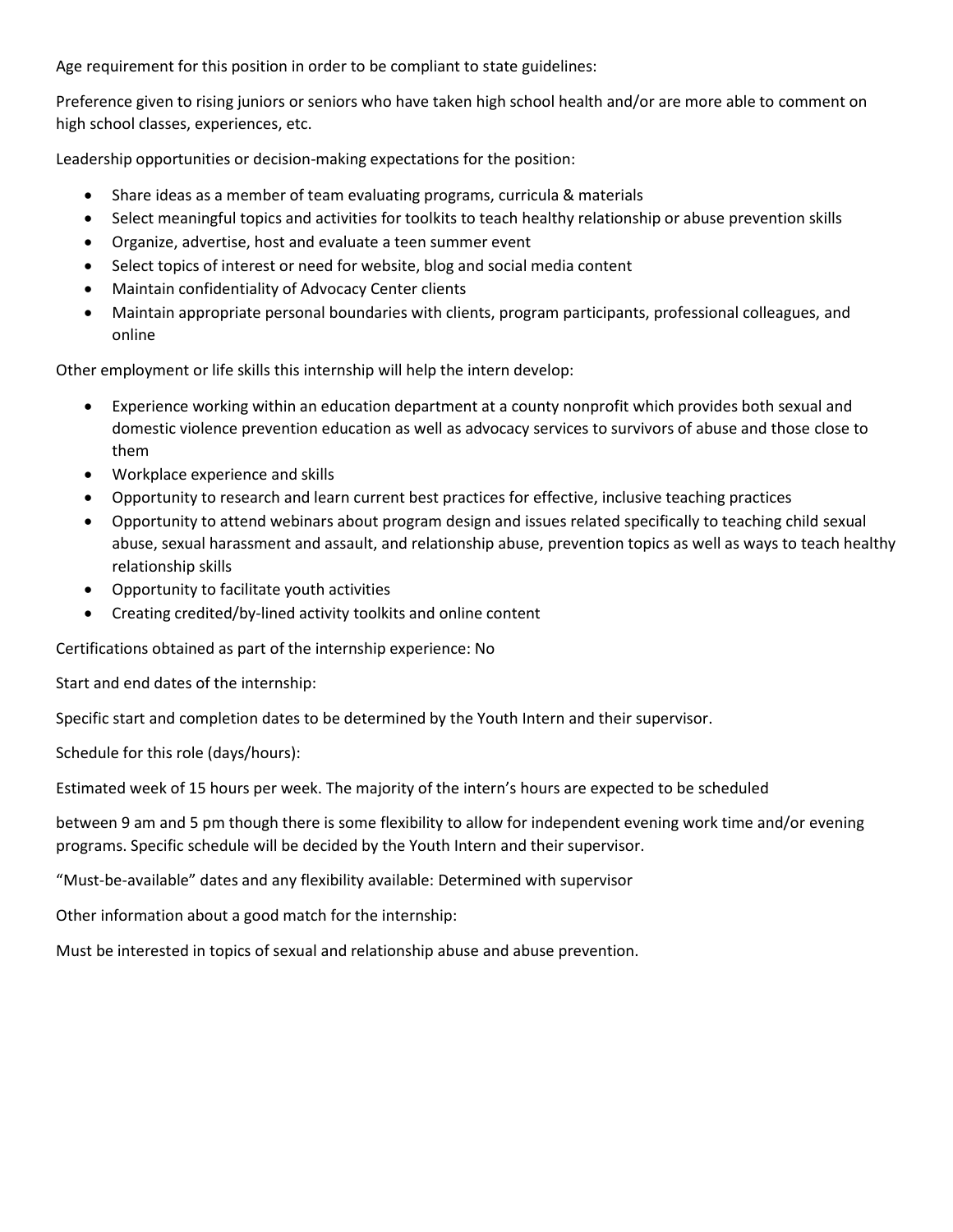Age requirement for this position in order to be compliant to state guidelines:

Preference given to rising juniors or seniors who have taken high school health and/or are more able to comment on high school classes, experiences, etc.

Leadership opportunities or decision-making expectations for the position:

- Share ideas as a member of team evaluating programs, curricula & materials
- Select meaningful topics and activities for toolkits to teach healthy relationship or abuse prevention skills
- Organize, advertise, host and evaluate a teen summer event
- Select topics of interest or need for website, blog and social media content
- Maintain confidentiality of Advocacy Center clients
- Maintain appropriate personal boundaries with clients, program participants, professional colleagues, and online

Other employment or life skills this internship will help the intern develop:

- Experience working within an education department at a county nonprofit which provides both sexual and domestic violence prevention education as well as advocacy services to survivors of abuse and those close to them
- Workplace experience and skills
- Opportunity to research and learn current best practices for effective, inclusive teaching practices
- Opportunity to attend webinars about program design and issues related specifically to teaching child sexual abuse, sexual harassment and assault, and relationship abuse, prevention topics as well as ways to teach healthy relationship skills
- Opportunity to facilitate youth activities
- Creating credited/by-lined activity toolkits and online content

Certifications obtained as part of the internship experience: No

Start and end dates of the internship:

Specific start and completion dates to be determined by the Youth Intern and their supervisor.

Schedule for this role (days/hours):

Estimated week of 15 hours per week. The majority of the intern's hours are expected to be scheduled

between 9 am and 5 pm though there is some flexibility to allow for independent evening work time and/or evening programs. Specific schedule will be decided by the Youth Intern and their supervisor.

"Must-be-available" dates and any flexibility available: Determined with supervisor

Other information about a good match for the internship:

Must be interested in topics of sexual and relationship abuse and abuse prevention.